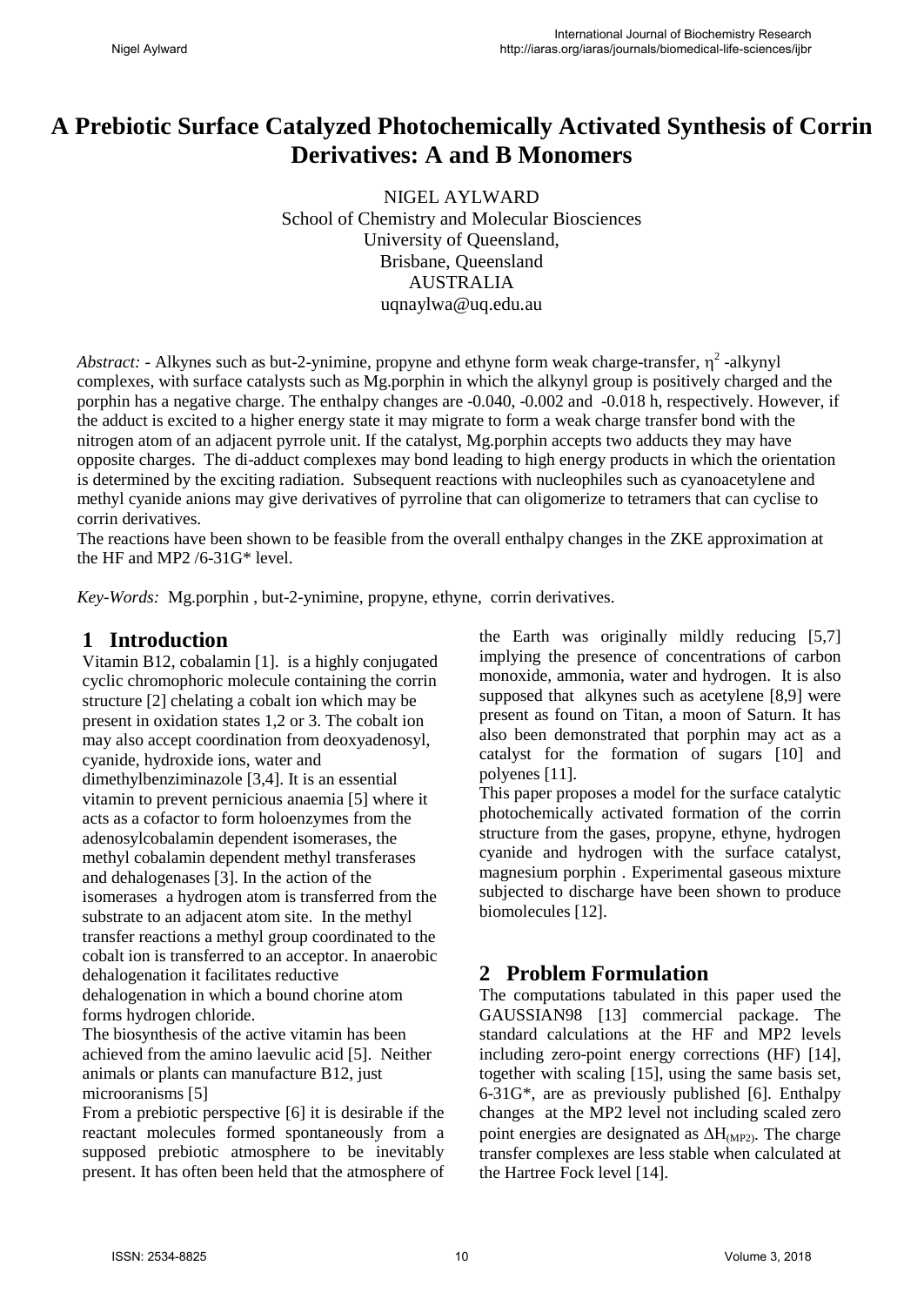# A Prebiotic Surface Catalyzed Photochemically Activated Synthesis of Corrin Derivatives: A and B Monomers

NIGEL AYLWARD
School of Chemistry and Molecular Biosciences
University of Queensland,
Brisbane, Queensland
AUSTRALIA
uqnaylwa@uq.edu.au

*Abstract:* - Alkynes such as but-2-ynimine, propyne and ethyne form weak charge-transfer, $\eta^2$ -alkynyl complexes, with surface catalysts such as Mg.porphin in which the alkynyl group is positively charged and the porphin has a negative charge. The enthalpy changes are -0.040, -0.002 and -0.018 h, respectively. However, if the adduct is excited to a higher energy state it may migrate to form a weak charge transfer bond with the nitrogen atom of an adjacent pyrrole unit. If the catalyst, Mg.porphin accepts two adducts they may have opposite charges. The di-adduct complexes may bond leading to high energy products in which the orientation is determined by the exciting radiation. Subsequent reactions with nucleophiles such as cyanoacetylene and methyl cyanide anions may give derivatives of pyrroline that can oligomerize to tetramers that can cyclise to corrin derivatives.
The reactions have been shown to be feasible from the overall enthalpy changes in the ZKE approximation at the HF and MP2 /6-31G* level.

*Key-Words:* Mg.porphin , but-2-ynimine, propyne, ethyne, corrin derivatives.

## 1 Introduction

Vitamin B12, cobalamin [1]. is a highly conjugated cyclic chromophoric molecule containing the corrin structure [2] chelating a cobalt ion which may be present in oxidation states 1,2 or 3. The cobalt ion may also accept coordination from deoxyadenosyl, cyanide, hydroxide ions, water and dimethylbenziminazole [3,4]. It is an essential vitamin to prevent pernicious anaemia [5] where it acts as a cofactor to form holoenzymes from the adenosylcobalamin dependent isomerases, the methyl cobalamin dependent methyl transferases and dehalogenases [3]. In the action of the isomerases a hydrogen atom is transferred from the substrate to an adjacent atom site. In the methyl transfer reactions a methyl group coordinated to the cobalt ion is transferred to an acceptor. In anaerobic dehalogenation it facilitates reductive dehalogenation in which a bound chorine atom forms hydrogen chloride.
The biosynthesis of the active vitamin has been achieved from the amino laevulic acid [5]. Neither animals or plants can manufacture B12, just microoranisms [5]
From a prebiotic perspective [6] it is desirable if the reactant molecules formed spontaneously from a supposed prebiotic atmosphere to be inevitably present. It has often been held that the atmosphere of the Earth was originally mildly reducing [5,7] implying the presence of concentrations of carbon monoxide, ammonia, water and hydrogen. It is also supposed that alkynes such as acetylene [8,9] were present as found on Titan, a moon of Saturn. It has also been demonstrated that porphin may act as a catalyst for the formation of sugars [10] and polyenes [11].
This paper proposes a model for the surface catalytic photochemically activated formation of the corrin structure from the gases, propyne, ethyne, hydrogen cyanide and hydrogen with the surface catalyst, magnesium porphin . Experimental gaseous mixture subjected to discharge have been shown to produce biomolecules [12].

## 2 Problem Formulation

The computations tabulated in this paper used the GAUSSIAN98 [13] commercial package. The standard calculations at the HF and MP2 levels including zero-point energy corrections (HF) [14], together with scaling [15], using the same basis set, 6-31G*, are as previously published [6]. Enthalpy changes at the MP2 level not including scaled zero point energies are designated as $\Delta H_{(MP2)}$. The charge transfer complexes are less stable when calculated at the Hartree Fock level [14].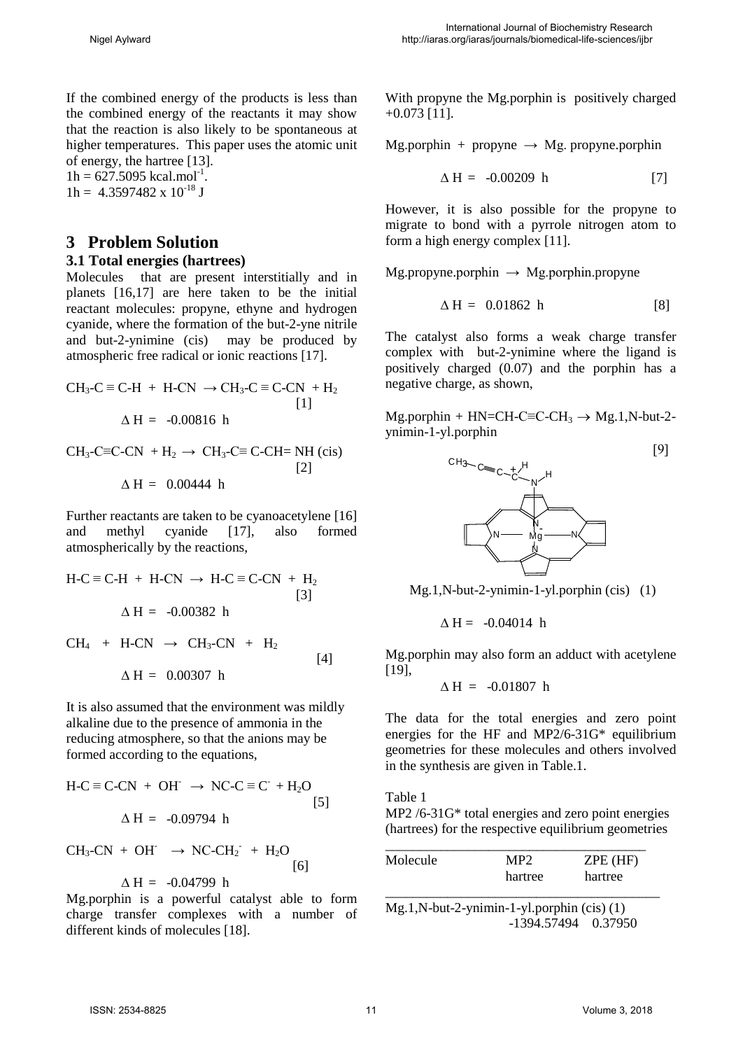If the combined energy of the products is less than the combined energy of the reactants it may show that the reaction is also likely to be spontaneous at higher temperatures. This paper uses the atomic unit of energy, the hartree [13].

1h = 627.5095 kcal.mol$^{-1}$.

1h = 4.3597482 x $10^{-18}$ J

## 3 Problem Solution

### 3.1 Total energies (hartrees)

Molecules that are present interstitially and in planets [16,17] are here taken to be the initial reactant molecules: propyne, ethyne and hydrogen cyanide, where the formation of the but-2-yne nitrile and but-2-ynimine (cis) may be produced by atmospheric free radical or ionic reactions [17].

$$CH_3\text{-}C \equiv C\text{-}H \ + \ H\text{-}CN \ \rightarrow CH_3\text{-}C \equiv C\text{-}CN \ + H_2 \qquad [1]$$

$$\Delta H = -0.00816 \ h$$

$$CH_3\text{-}C{\equiv}C\text{-}CN \ + H_2 \ \rightarrow \ CH_3\text{-}C{\equiv} \ C\text{-}CH{=} \ NH \ (cis) \qquad [2]$$

$$\Delta H = 0.00444 \ h$$

Further reactants are taken to be cyanoacetylene [16] and methyl cyanide [17], also formed atmospherically by the reactions,

$$H\text{-}C \equiv C\text{-}H \ + \ H\text{-}CN \ \rightarrow \ H\text{-}C \equiv C\text{-}CN \ + \ H_2 \qquad [3]$$

$$\Delta H = -0.00382 \ h$$

$$CH_4 \ + \ H\text{-}CN \ \rightarrow \ CH_3\text{-}CN \ + \ H_2 \qquad [4]$$

$$\Delta H = 0.00307 \ h$$

It is also assumed that the environment was mildly alkaline due to the presence of ammonia in the reducing atmosphere, so that the anions may be formed according to the equations,

$$H\text{-}C \equiv C\text{-}CN \ + \ OH^- \ \rightarrow \ NC\text{-}C \equiv C^- \ + H_2O \qquad [5]$$

$$\Delta H = -0.09794 \ h$$

$$CH_3\text{-}CN \ + \ OH^- \ \rightarrow \ NC\text{-}CH_2^- \ + \ H_2O \qquad [6]$$

$$\Delta H = -0.04799 \ h$$

Mg.porphin is a powerful catalyst able to form charge transfer complexes with a number of different kinds of molecules [18].

With propyne the Mg.porphin is positively charged +0.073 [11].

$$\text{Mg.porphin} \ + \ \text{propyne} \ \rightarrow \ \text{Mg. propyne.porphin}$$

$$\Delta H = -0.00209 \ h \qquad [7]$$

However, it is also possible for the propyne to migrate to bond with a pyrrole nitrogen atom to form a high energy complex [11].

$$\text{Mg.propyne.porphin} \ \rightarrow \ \text{Mg.porphin.propyne}$$

$$\Delta H = 0.01862 \ h \qquad [8]$$

The catalyst also forms a weak charge transfer complex with but-2-ynimine where the ligand is positively charged (0.07) and the porphin has a negative charge, as shown,

$$\text{Mg.porphin} + HN{=}CH\text{-}C{\equiv}C\text{-}CH_3 \rightarrow \text{Mg.1,N-but-2-ynimin-1-yl.porphin} \qquad [9]$$

Mg.1,N-but-2-ynimin-1-yl.porphin (cis) (1)

$$\Delta H = -0.04014 \ h$$

Mg.porphin may also form an adduct with acetylene [19],

$$\Delta H = -0.01807 \ h$$

The data for the total energies and zero point energies for the HF and MP2/6-31G* equilibrium geometries for these molecules and others involved in the synthesis are given in Table.1.

Table 1
MP2 /6-31G* total energies and zero point energies (hartrees) for the respective equilibrium geometries

| Molecule | MP2 hartree | ZPE (HF) hartree |
|---|---|---|
| Mg.1,N-but-2-ynimin-1-yl.porphin (cis) (1) | -1394.57494 | 0.37950 |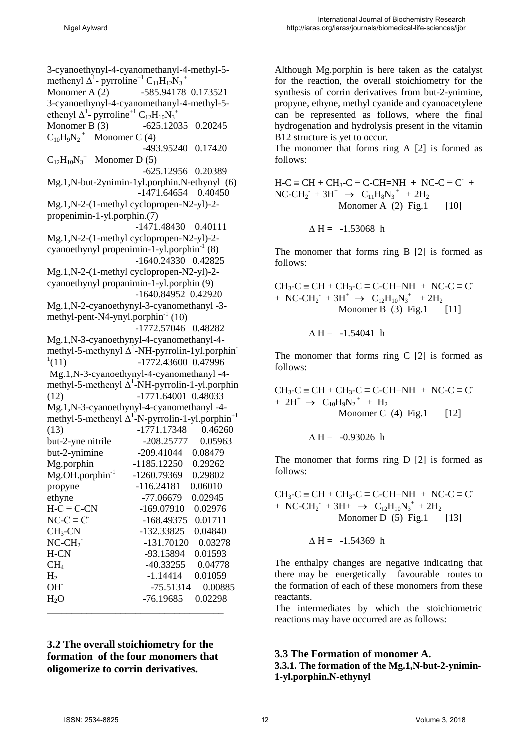3-cyanoethynyl-4-cyanomethanyl-4-methyl-5-methenyl $\Delta^1$- pyrroline$^{+1}$ $C_{11}H_{12}N_3^+$

| | | |
|---|---|---|
| Monomer A (2) | -585.94178 | 0.173521 |

3-cyanoethynyl-4-cyanomethanyl-4-methyl-5-ethenyl $\Delta^1$- pyrroline$^{+1}$ $C_{12}H_{10}N_3^+$

| | | |
|---|---|---|
| Monomer B (3) | -625.12035 | 0.20245 |
| $C_{10}H_9N_2^+$ Monomer C (4) | -493.95240 | 0.17420 |
| $C_{12}H_{10}N_3^+$ Monomer D (5) | -625.12956 | 0.20389 |
| Mg.1,N-but-2ynimin-1yl.porphin.N-ethynyl (6) | -1471.64654 | 0.40450 |
| Mg.1,N-2-(1-methyl cyclopropen-N2-yl)-2-propenimin-1-yl.porphin.(7) | -1471.48430 | 0.40111 |
| Mg.1,N-2-(1-methyl cyclopropen-N2-yl)-2-cyanoethynyl propenimin-1-yl.porphin$^{-1}$ (8) | -1640.24330 | 0.42825 |
| Mg.1,N-2-(1-methyl cyclopropen-N2-yl)-2-cyanoethynyl propanimin-1-yl.porphin (9) | -1640.84952 | 0.42920 |
| Mg.1,N-2-cyanoethynyl-3-cyanomethanyl -3-methyl-pent-N4-ynyl.porphin$^{-1}$ (10) | -1772.57046 | 0.48282 |
| Mg.1,N-3-cyanoethynyl-4-cyanomethanyl-4-methyl-5-methynyl $\Delta^1$-NH-pyrrolin-1yl.porphin$^{-1}$(11) | -1772.43600 | 0.47996 |
| Mg.1,N-3-cyanoethynyl-4-cyanomethanyl -4-methyl-5-methenyl $\Delta^1$-NH-pyrrolin-1-yl.porphin (12) | -1771.64001 | 0.48033 |
| Mg.1,N-3-cyanoethynyl-4-cyanomethanyl -4-methyl-5-methenyl $\Delta^1$-N-pyrrolin-1-yl.porphin$^{+1}$ (13) | -1771.17348 | 0.46260 |
| but-2-yne nitrile | -208.25777 | 0.05963 |
| but-2-ynimine | -209.41044 | 0.08479 |
| Mg.porphin | -1185.12250 | 0.29262 |
| Mg.OH.porphin$^{-1}$ | -1260.79369 | 0.29802 |
| propyne | -116.24181 | 0.06010 |
| ethyne | -77.06679 | 0.02945 |
| $H\text{-}C \equiv C\text{-}CN$ | -169.07910 | 0.02976 |
| $NC\text{-}C \equiv C^-$ | -168.49375 | 0.01711 |
| $CH_3\text{-}CN$ | -132.33825 | 0.04840 |
| $NC\text{-}CH_2^-$ | -131.70120 | 0.03278 |
| H-CN | -93.15894 | 0.01593 |
| $CH_4$ | -40.33255 | 0.04778 |
| $H_2$ | -1.14414 | 0.01059 |
| $OH^-$ | -75.51314 | 0.00885 |
| $H_2O$ | -76.19685 | 0.02298 |

### 3.2 The overall stoichiometry for the formation of the four monomers that oligomerize to corrin derivatives.

Although Mg.porphin is here taken as the catalyst for the reaction, the overall stoichiometry for the synthesis of corrin derivatives from but-2-ynimine, propyne, ethyne, methyl cyanide and cyanoacetylene can be represented as follows, where the final hydrogenation and hydrolysis present in the vitamin B12 structure is yet to occur.

The monomer that forms ring A [2] is formed as follows:

$$H\text{-}C \equiv CH + CH_3\text{-}C \equiv C\text{-}CH\text{=}NH + NC\text{-}C \equiv C^- + NC\text{-}CH_2^- + 3H^+ \rightarrow C_{11}H_8N_3^+ + 2H_2$$

Monomer A (2) Fig.1 [10]

$$\Delta H = -1.53068 \text{ h}$$

The monomer that forms ring B [2] is formed as follows:

$$CH_3\text{-}C \equiv CH + CH_3\text{-}C \equiv C\text{-}CH\text{=}NH + NC\text{-}C \equiv C^- + NC\text{-}CH_2^- + 3H^+ \rightarrow C_{12}H_{10}N_3^+ + 2H_2$$

Monomer B (3) Fig.1 [11]

$$\Delta H = -1.54041 \text{ h}$$

The monomer that forms ring C [2] is formed as follows:

$$CH_3\text{-}C \equiv CH + CH_3\text{-}C \equiv C\text{-}CH\text{=}NH + NC\text{-}C \equiv C^- + 2H^+ \rightarrow C_{10}H_9N_2^+ + H_2$$

Monomer C (4) Fig.1 [12]

$$\Delta H = -0.93026 \text{ h}$$

The monomer that forms ring D [2] is formed as follows:

$$CH_3\text{-}C \equiv CH + CH_3\text{-}C \equiv C\text{-}CH\text{=}NH + NC\text{-}C \equiv C^- + NC\text{-}CH_2^- + 3H+ \rightarrow C_{12}H_{10}N_3^+ + 2H_2$$

Monomer D (5) Fig.1 [13]

$$\Delta H = -1.54369 \text{ h}$$

The enthalpy changes are negative indicating that there may be energetically favourable routes to the formation of each of these monomers from these reactants.

The intermediates by which the stoichiometric reactions may have occurred are as follows:

### 3.3 The Formation of monomer A.

#### 3.3.1. The formation of the Mg.1,N-but-2-ynimin-1-yl.porphin.N-ethynyl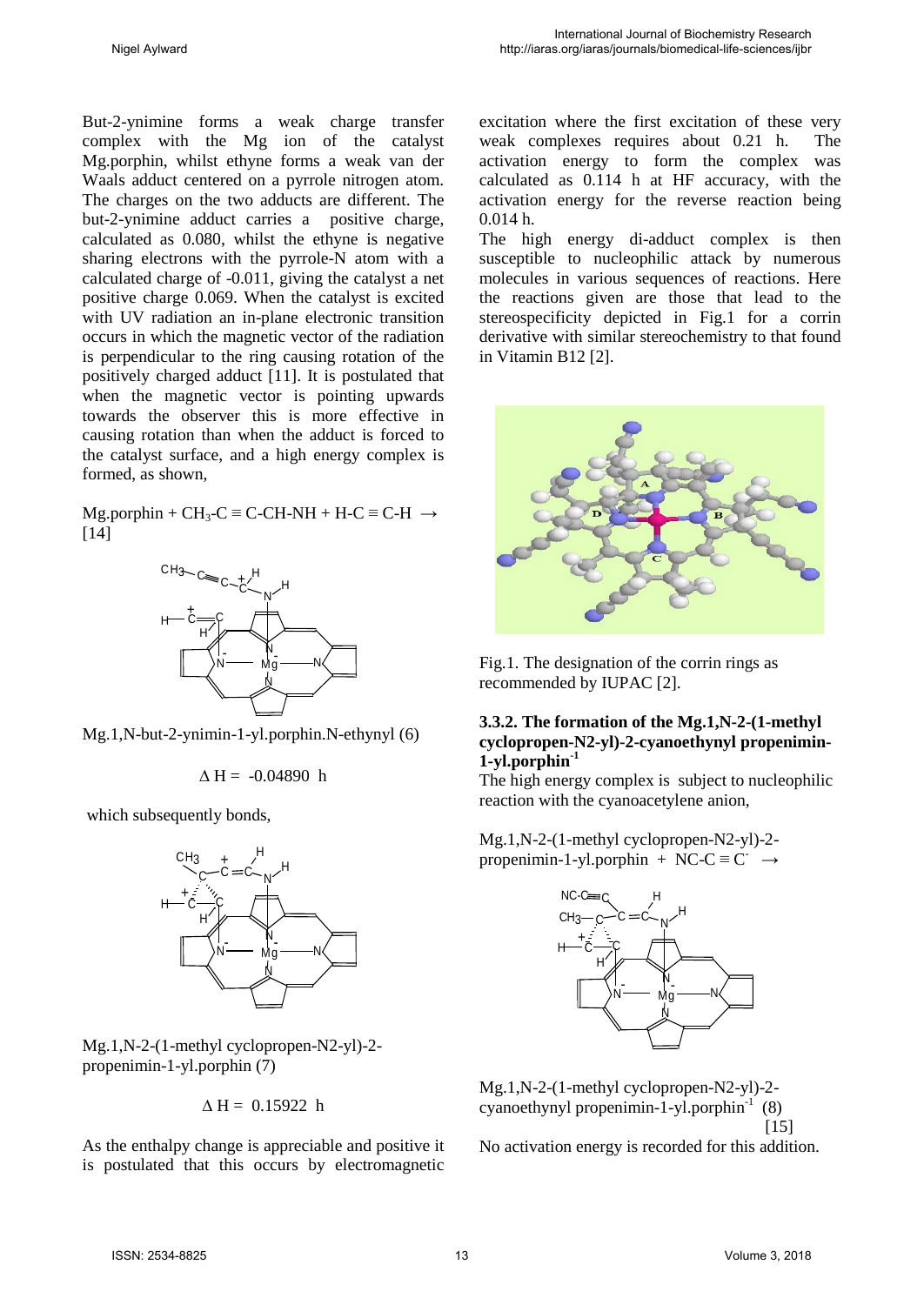But-2-ynimine forms a weak charge transfer complex with the Mg ion of the catalyst Mg.porphin, whilst ethyne forms a weak van der Waals adduct centered on a pyrrole nitrogen atom. The charges on the two adducts are different. The but-2-ynimine adduct carries a positive charge, calculated as 0.080, whilst the ethyne is negative sharing electrons with the pyrrole-N atom with a calculated charge of -0.011, giving the catalyst a net positive charge 0.069. When the catalyst is excited with UV radiation an in-plane electronic transition occurs in which the magnetic vector of the radiation is perpendicular to the ring causing rotation of the positively charged adduct [11]. It is postulated that when the magnetic vector is pointing upwards towards the observer this is more effective in causing rotation than when the adduct is forced to the catalyst surface, and a high energy complex is formed, as shown,

Mg.porphin + $CH_3$-C ≡ C-CH-NH + H-C ≡ C-H → [14]

Mg.1,N-but-2-ynimin-1-yl.porphin.N-ethynyl (6)

$$\Delta H = -0.04890 \text{ h}$$

which subsequently bonds,

Mg.1,N-2-(1-methyl cyclopropen-N2-yl)-2-propenimin-1-yl.porphin (7)

$$\Delta H = 0.15922 \text{ h}$$

As the enthalpy change is appreciable and positive it is postulated that this occurs by electromagnetic excitation where the first excitation of these very weak complexes requires about 0.21 h. The activation energy to form the complex was calculated as 0.114 h at HF accuracy, with the activation energy for the reverse reaction being 0.014 h.

The high energy di-adduct complex is then susceptible to nucleophilic attack by numerous molecules in various sequences of reactions. Here the reactions given are those that lead to the stereospecificity depicted in Fig.1 for a corrin derivative with similar stereochemistry to that found in Vitamin B12 [2].

Fig.1. The designation of the corrin rings as recommended by IUPAC [2].

### 3.3.2. The formation of the Mg.1,N-2-(1-methyl cyclopropen-N2-yl)-2-cyanoethynyl propenimin-1-yl.porphin$^{-1}$

The high energy complex is subject to nucleophilic reaction with the cyanoacetylene anion,

Mg.1,N-2-(1-methyl cyclopropen-N2-yl)-2-propenimin-1-yl.porphin + NC-C ≡ $C^-$ →

Mg.1,N-2-(1-methyl cyclopropen-N2-yl)-2-cyanoethynyl propenimin-1-yl.porphin$^{-1}$ (8) [15]

No activation energy is recorded for this addition.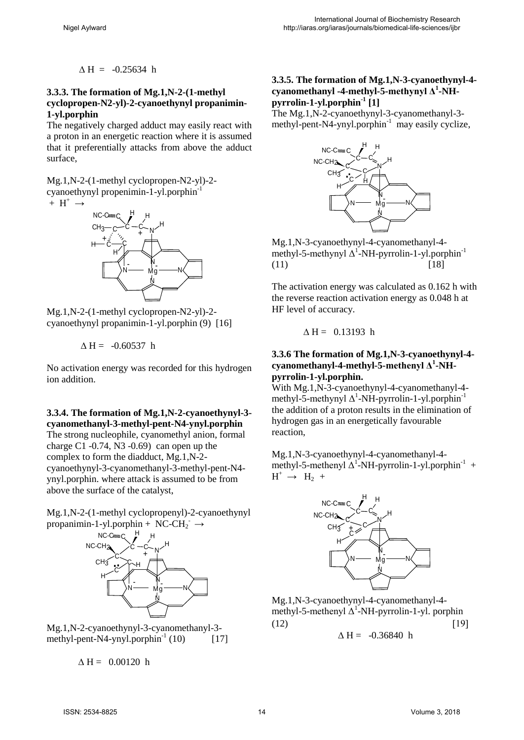$\Delta H = -0.25634$ h

### 3.3.3. The formation of Mg.1,N-2-(1-methyl cyclopropen-N2-yl)-2-cyanoethynyl propanimin-1-yl.porphin

The negatively charged adduct may easily react with a proton in an energetic reaction where it is assumed that it preferentially attacks from above the adduct surface,

Mg.1,N-2-(1-methyl cyclopropen-N2-yl)-2-cyanoethynyl propenimin-1-yl.porphin$^{-1}$ + $H^+$ →

Mg.1,N-2-(1-methyl cyclopropen-N2-yl)-2-cyanoethynyl propanimin-1-yl.porphin (9) [16]

$\Delta H = -0.60537$ h

No activation energy was recorded for this hydrogen ion addition.

### 3.3.4. The formation of Mg.1,N-2-cyanoethynyl-3-cyanomethanyl-3-methyl-pent-N4-ynyl.porphin

The strong nucleophile, cyanomethyl anion, formal charge C1 -0.74, N3 -0.69) can open up the complex to form the diadduct, Mg.1,N-2-cyanoethynyl-3-cyanomethanyl-3-methyl-pent-N4-ynyl.porphin. where attack is assumed to be from above the surface of the catalyst,

Mg.1,N-2-(1-methyl cyclopropenyl)-2-cyanoethynyl propanimin-1-yl.porphin + $NC\text{-}CH_2^-$ →

Mg.1,N-2-cyanoethynyl-3-cyanomethanyl-3-methyl-pent-N4-ynyl.porphin$^{-1}$ (10) [17]

$\Delta H = 0.00120$ h

### 3.3.5. The formation of Mg.1,N-3-cyanoethynyl-4-cyanomethanyl -4-methyl-5-methynyl $\Delta^1$-NH-pyrrolin-1-yl.porphin$^{-1}$ [1]

The Mg.1,N-2-cyanoethynyl-3-cyanomethanyl-3-methyl-pent-N4-ynyl.porphin$^{-1}$ may easily cyclize,

Mg.1,N-3-cyanoethynyl-4-cyanomethanyl-4-methyl-5-methynyl $\Delta^1$-NH-pyrrolin-1-yl.porphin$^{-1}$ (11) [18]

The activation energy was calculated as 0.162 h with the reverse reaction activation energy as 0.048 h at HF level of accuracy.

$\Delta H = 0.13193$ h

### 3.3.6 The formation of Mg.1,N-3-cyanoethynyl-4-cyanomethanyl-4-methyl-5-methenyl $\Delta^1$-NH-pyrrolin-1-yl.porphin.

With Mg.1,N-3-cyanoethynyl-4-cyanomethanyl-4-methyl-5-methynyl $\Delta^1$-NH-pyrrolin-1-yl.porphin$^{-1}$ the addition of a proton results in the elimination of hydrogen gas in an energetically favourable reaction,

Mg.1,N-3-cyanoethynyl-4-cyanomethanyl-4-methyl-5-methenyl $\Delta^1$-NH-pyrrolin-1-yl.porphin$^{-1}$ + $H^+$ → $H_2$ +

Mg.1,N-3-cyanoethynyl-4-cyanomethanyl-4-methyl-5-methenyl $\Delta^1$-NH-pyrrolin-1-yl. porphin (12) [19]

$\Delta H = -0.36840$ h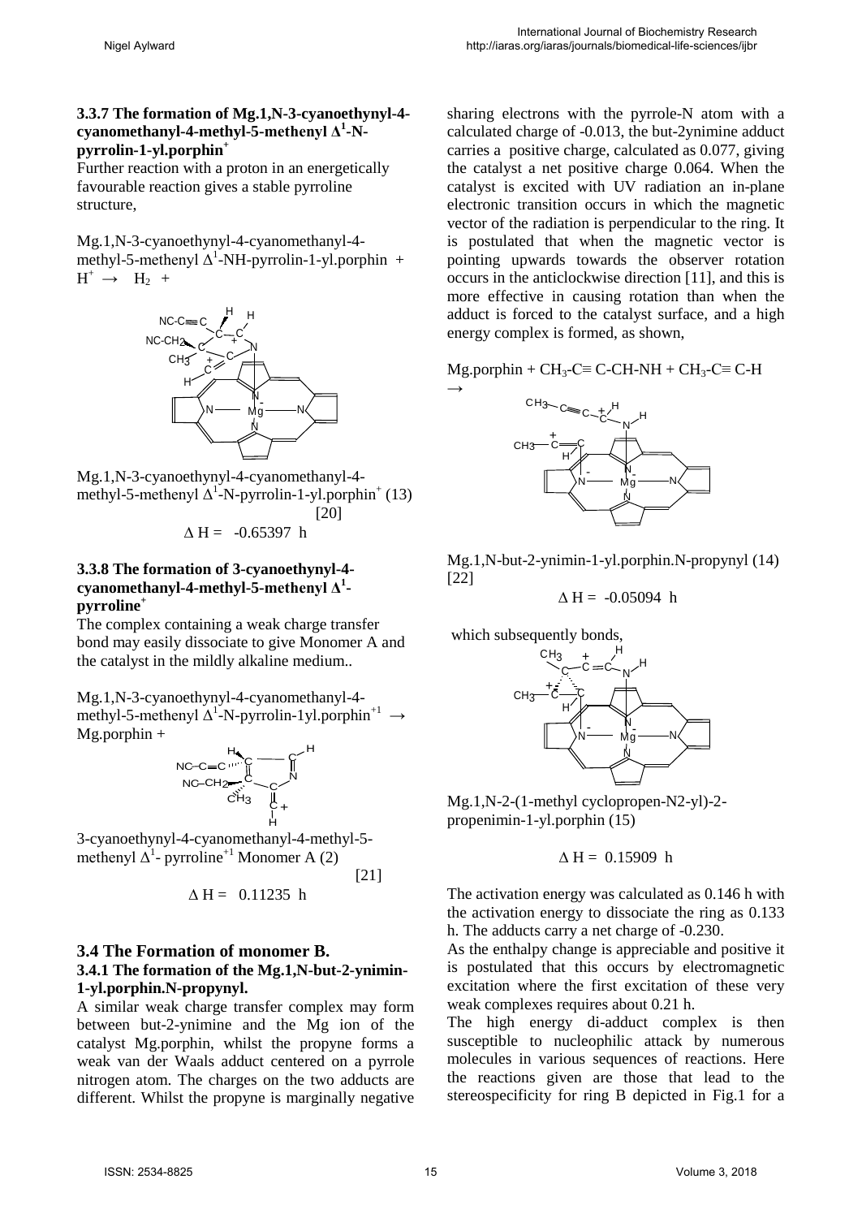### 3.3.7 The formation of Mg.1,N-3-cyanoethynyl-4-cyanomethanyl-4-methyl-5-methenyl $\Delta^1$-N-pyrrolin-1-yl.porphin$^+$

Further reaction with a proton in an energetically favourable reaction gives a stable pyrroline structure,

Mg.1,N-3-cyanoethynyl-4-cyanomethanyl-4-methyl-5-methenyl $\Delta^1$-NH-pyrrolin-1-yl.porphin + $H^+$ → $H_2$ +

Mg.1,N-3-cyanoethynyl-4-cyanomethanyl-4-methyl-5-methenyl $\Delta^1$-N-pyrrolin-1-yl.porphin$^+$ (13) [20]

$$\Delta H = -0.65397 \text{ h}$$

### 3.3.8 The formation of 3-cyanoethynyl-4-cyanomethanyl-4-methyl-5-methenyl $\Delta^1$-pyrroline$^+$

The complex containing a weak charge transfer bond may easily dissociate to give Monomer A and the catalyst in the mildly alkaline medium..

Mg.1,N-3-cyanoethynyl-4-cyanomethanyl-4-methyl-5-methenyl $\Delta^1$-N-pyrrolin-1yl.porphin$^{+1}$ → Mg.porphin +

3-cyanoethynyl-4-cyanomethanyl-4-methyl-5-methenyl $\Delta^1$- pyrroline$^{+1}$ Monomer A (2) [21]

$$\Delta H = 0.11235 \text{ h}$$

## 3.4 The Formation of monomer B.

### 3.4.1 The formation of the Mg.1,N-but-2-ynimin-1-yl.porphin.N-propynyl.

A similar weak charge transfer complex may form between but-2-ynimine and the Mg ion of the catalyst Mg.porphin, whilst the propyne forms a weak van der Waals adduct centered on a pyrrole nitrogen atom. The charges on the two adducts are different. Whilst the propyne is marginally negative sharing electrons with the pyrrole-N atom with a calculated charge of -0.013, the but-2ynimine adduct carries a positive charge, calculated as 0.077, giving the catalyst a net positive charge 0.064. When the catalyst is excited with UV radiation an in-plane electronic transition occurs in which the magnetic vector of the radiation is perpendicular to the ring. It is postulated that when the magnetic vector is pointing upwards towards the observer rotation occurs in the anticlockwise direction [11], and this is more effective in causing rotation than when the adduct is forced to the catalyst surface, and a high energy complex is formed, as shown,

Mg.porphin + $CH_3$-C≡ C-CH-NH + $CH_3$-C≡ C-H →

Mg.1,N-but-2-ynimin-1-yl.porphin.N-propynyl (14) [22]

$$\Delta H = -0.05094 \text{ h}$$

which subsequently bonds,

Mg.1,N-2-(1-methyl cyclopropen-N2-yl)-2-propenimin-1-yl.porphin (15)

$$\Delta H = 0.15909 \text{ h}$$

The activation energy was calculated as 0.146 h with the activation energy to dissociate the ring as 0.133 h. The adducts carry a net charge of -0.230.

As the enthalpy change is appreciable and positive it is postulated that this occurs by electromagnetic excitation where the first excitation of these very weak complexes requires about 0.21 h.

The high energy di-adduct complex is then susceptible to nucleophilic attack by numerous molecules in various sequences of reactions. Here the reactions given are those that lead to the stereospecificity for ring B depicted in Fig.1 for a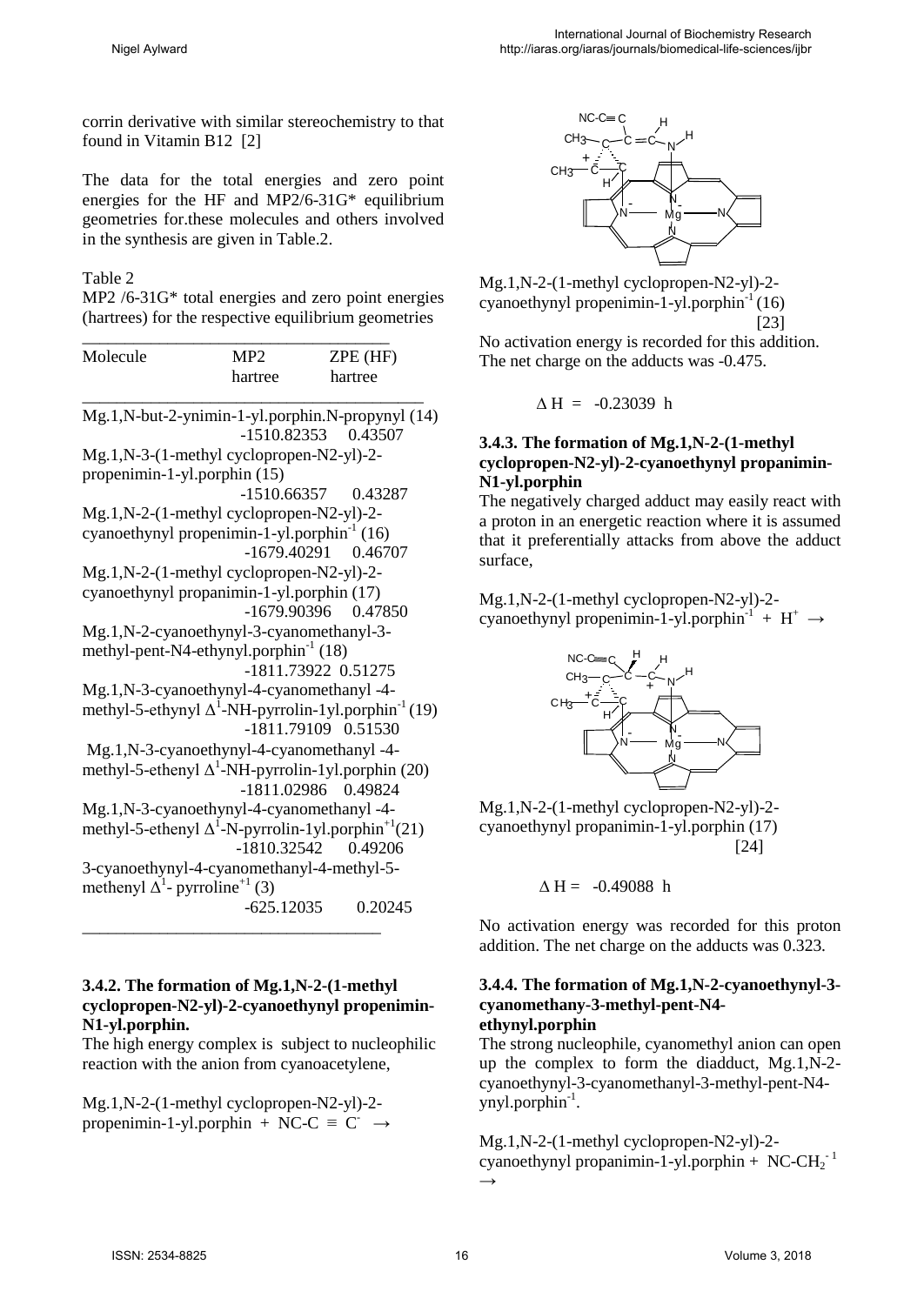corrin derivative with similar stereochemistry to that found in Vitamin B12 [2]

The data for the total energies and zero point energies for the HF and MP2/6-31G* equilibrium geometries for.these molecules and others involved in the synthesis are given in Table.2.

Table 2
MP2 /6-31G* total energies and zero point energies (hartrees) for the respective equilibrium geometries

| Molecule | MP2 hartree | ZPE (HF) hartree |
|---|---|---|
| Mg.1,N-but-2-ynimin-1-yl.porphin.N-propynyl (14) | -1510.82353 | 0.43507 |
| Mg.1,N-3-(1-methyl cyclopropen-N2-yl)-2-propenimin-1-yl.porphin (15) | -1510.66357 | 0.43287 |
| Mg.1,N-2-(1-methyl cyclopropen-N2-yl)-2-cyanoethynyl propenimin-1-yl.porphin$^{-1}$ (16) | -1679.40291 | 0.46707 |
| Mg.1,N-2-(1-methyl cyclopropen-N2-yl)-2-cyanoethynyl propanimin-1-yl.porphin (17) | -1679.90396 | 0.47850 |
| Mg.1,N-2-cyanoethynyl-3-cyanomethanyl-3-methyl-pent-N4-ethynyl.porphin$^{-1}$ (18) | -1811.73922 | 0.51275 |
| Mg.1,N-3-cyanoethynyl-4-cyanomethanyl -4-methyl-5-ethynyl $\Delta^1$-NH-pyrrolin-1yl.porphin$^{-1}$ (19) | -1811.79109 | 0.51530 |
| Mg.1,N-3-cyanoethynyl-4-cyanomethanyl -4-methyl-5-ethenyl $\Delta^1$-NH-pyrrolin-1yl.porphin (20) | -1811.02986 | 0.49824 |
| Mg.1,N-3-cyanoethynyl-4-cyanomethanyl -4-methyl-5-ethenyl $\Delta^1$-N-pyrrolin-1yl.porphin$^{+1}$(21) | -1810.32542 | 0.49206 |
| 3-cyanoethynyl-4-cyanomethanyl-4-methyl-5-methenyl $\Delta^1$- pyrroline$^{+1}$ (3) | -625.12035 | 0.20245 |

### 3.4.2. The formation of Mg.1,N-2-(1-methyl cyclopropen-N2-yl)-2-cyanoethynyl propenimin-N1-yl.porphin.

The high energy complex is subject to nucleophilic reaction with the anion from cyanoacetylene,

Mg.1,N-2-(1-methyl cyclopropen-N2-yl)-2-propenimin-1-yl.porphin + NC-C ≡ $C^-$ →

Mg.1,N-2-(1-methyl cyclopropen-N2-yl)-2-cyanoethynyl propenimin-1-yl.porphin$^{-1}$ (16) [23]

No activation energy is recorded for this addition. The net charge on the adducts was -0.475.

$$\Delta H = -0.23039 \text{ h}$$

### 3.4.3. The formation of Mg.1,N-2-(1-methyl cyclopropen-N2-yl)-2-cyanoethynyl propanimin-N1-yl.porphin

The negatively charged adduct may easily react with a proton in an energetic reaction where it is assumed that it preferentially attacks from above the adduct surface,

Mg.1,N-2-(1-methyl cyclopropen-N2-yl)-2-cyanoethynyl propenimin-1-yl.porphin$^{-1}$ + $H^+$ →

Mg.1,N-2-(1-methyl cyclopropen-N2-yl)-2-cyanoethynyl propanimin-1-yl.porphin (17) [24]

$$\Delta H = -0.49088 \text{ h}$$

No activation energy was recorded for this proton addition. The net charge on the adducts was 0.323.

### 3.4.4. The formation of Mg.1,N-2-cyanoethynyl-3-cyanomethany-3-methyl-pent-N4-ethynyl.porphin

The strong nucleophile, cyanomethyl anion can open up the complex to form the diadduct, Mg.1,N-2-cyanoethynyl-3-cyanomethanyl-3-methyl-pent-N4-ynyl.porphin$^{-1}$.

Mg.1,N-2-(1-methyl cyclopropen-N2-yl)-2-cyanoethynyl propanimin-1-yl.porphin + $NC\text{-}CH_2^{-1}$ →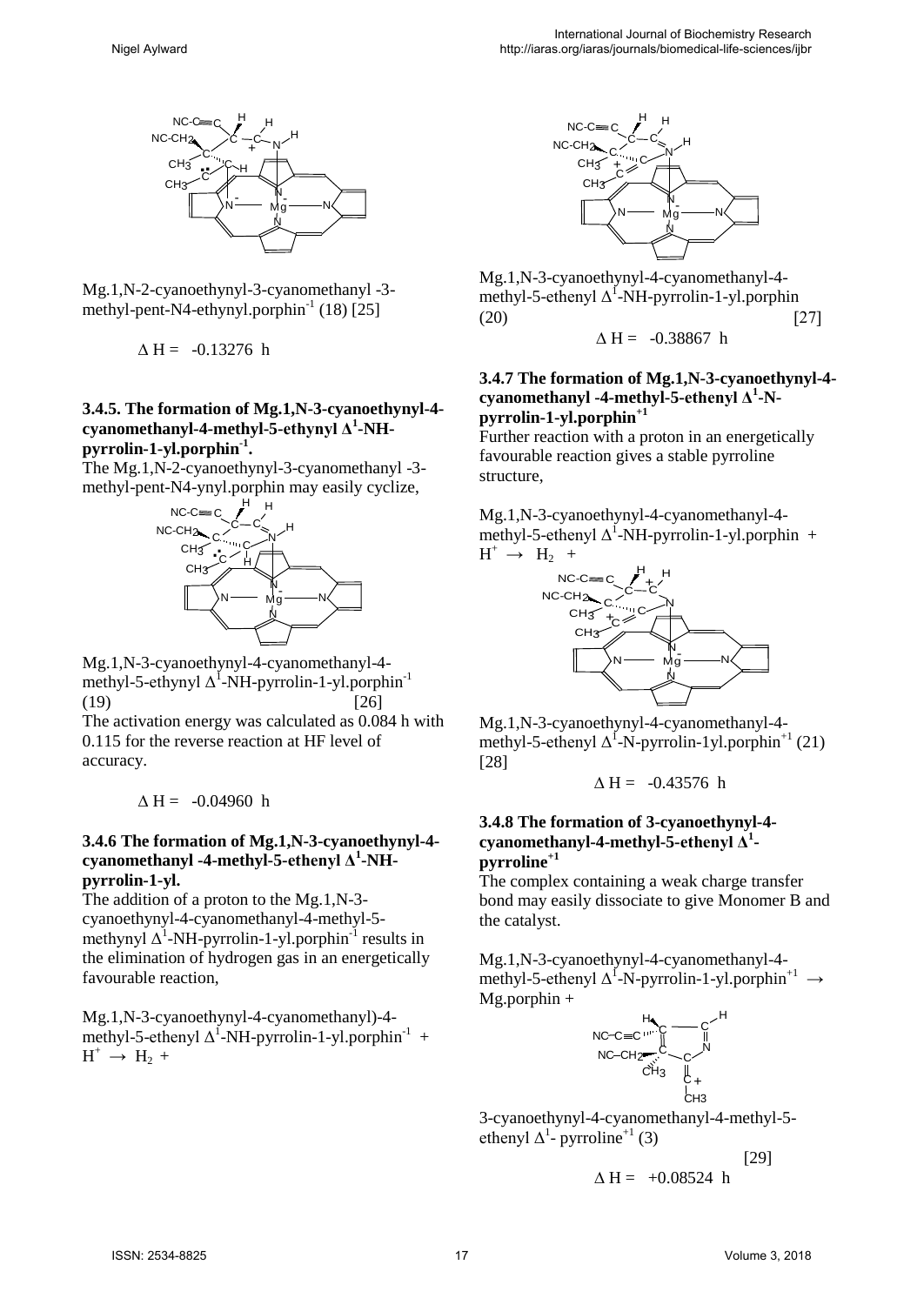Mg.1,N-2-cyanoethynyl-3-cyanomethanyl -3-methyl-pent-N4-ethynyl.porphin$^{-1}$ (18) [25]

$\Delta$ H = -0.13276 h

### 3.4.5. The formation of Mg.1,N-3-cyanoethynyl-4-cyanomethanyl-4-methyl-5-ethynyl $\Delta^1$-NH-pyrrolin-1-yl.porphin$^{-1}$.

The Mg.1,N-2-cyanoethynyl-3-cyanomethanyl -3-methyl-pent-N4-ynyl.porphin may easily cyclize,

Mg.1,N-3-cyanoethynyl-4-cyanomethanyl-4-methyl-5-ethynyl $\Delta^1$-NH-pyrrolin-1-yl.porphin$^{-1}$ (19) [26]

The activation energy was calculated as 0.084 h with 0.115 for the reverse reaction at HF level of accuracy.

$\Delta$ H = -0.04960 h

### 3.4.6 The formation of Mg.1,N-3-cyanoethynyl-4-cyanomethanyl -4-methyl-5-ethenyl $\Delta^1$-NH-pyrrolin-1-yl.

The addition of a proton to the Mg.1,N-3-cyanoethynyl-4-cyanomethanyl-4-methyl-5-methynyl $\Delta^1$-NH-pyrrolin-1-yl.porphin$^{-1}$ results in the elimination of hydrogen gas in an energetically favourable reaction,

Mg.1,N-3-cyanoethynyl-4-cyanomethanyl)-4-methyl-5-ethenyl $\Delta^1$-NH-pyrrolin-1-yl.porphin$^{-1}$ + $H^+$ $\rightarrow$ $H_2$ +

Mg.1,N-3-cyanoethynyl-4-cyanomethanyl-4-methyl-5-ethenyl $\Delta^1$-NH-pyrrolin-1-yl.porphin (20) [27]

$\Delta$ H = -0.38867 h

### 3.4.7 The formation of Mg.1,N-3-cyanoethynyl-4-cyanomethanyl -4-methyl-5-ethenyl $\Delta^1$-N-pyrrolin-1-yl.porphin$^{+1}$

Further reaction with a proton in an energetically favourable reaction gives a stable pyrroline structure,

Mg.1,N-3-cyanoethynyl-4-cyanomethanyl-4-methyl-5-ethenyl $\Delta^1$-NH-pyrrolin-1-yl.porphin + $H^+$ $\rightarrow$ $H_2$ +

Mg.1,N-3-cyanoethynyl-4-cyanomethanyl-4-methyl-5-ethenyl $\Delta^1$-N-pyrrolin-1yl.porphin$^{+1}$ (21) [28]

$\Delta$ H = -0.43576 h

### 3.4.8 The formation of 3-cyanoethynyl-4-cyanomethanyl-4-methyl-5-ethenyl $\Delta^1$-pyrroline$^{+1}$

The complex containing a weak charge transfer bond may easily dissociate to give Monomer B and the catalyst.

Mg.1,N-3-cyanoethynyl-4-cyanomethanyl-4-methyl-5-ethenyl $\Delta^1$-N-pyrrolin-1-yl.porphin$^{+1}$ $\rightarrow$ Mg.porphin +

3-cyanoethynyl-4-cyanomethanyl-4-methyl-5-ethenyl $\Delta^1$- pyrroline$^{+1}$ (3)

[29]

$\Delta$ H = +0.08524 h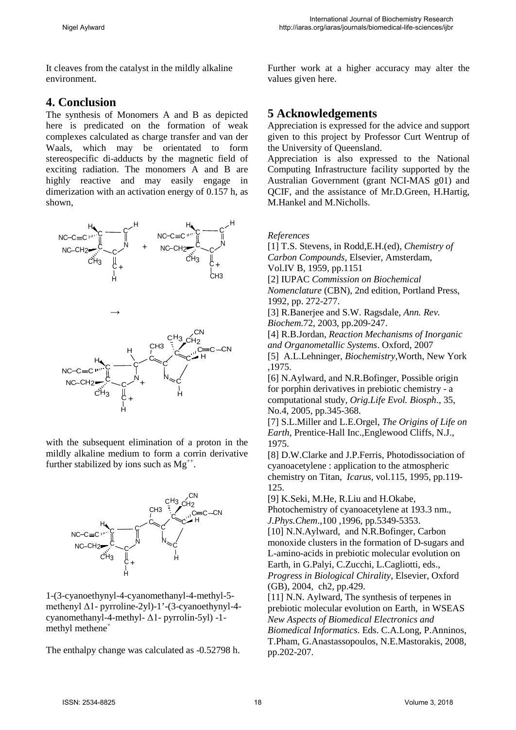It cleaves from the catalyst in the mildly alkaline environment.

## 4. Conclusion

The synthesis of Monomers A and B as depicted here is predicated on the formation of weak complexes calculated as charge transfer and van der Waals, which may be orientated to form stereospecific di-adducts by the magnetic field of exciting radiation. The monomers A and B are highly reactive and may easily engage in dimerization with an activation energy of 0.157 h, as shown,

with the subsequent elimination of a proton in the mildly alkaline medium to form a corrin derivative further stabilized by ions such as $Mg^{++}$.

1-(3-cyanoethynyl-4-cyanomethanyl-4-methyl-5-methenyl Δ1- pyrroline-2yl)-1'-(3-cyanoethynyl-4-cyanomethanyl-4-methyl- Δ1- pyrrolin-5yl) -1-methyl methene$^{+}$

The enthalpy change was calculated as -0.52798 h.

Further work at a higher accuracy may alter the values given here.

## 5 Acknowledgements

Appreciation is expressed for the advice and support given to this project by Professor Curt Wentrup of the University of Queensland.

Appreciation is also expressed to the National Computing Infrastructure facility supported by the Australian Government (grant NCI-MAS g01) and QCIF, and the assistance of Mr.D.Green, H.Hartig, M.Hankel and M.Nicholls.

*References*

[1] T.S. Stevens, in Rodd,E.H.(ed), *Chemistry of Carbon Compounds*, Elsevier, Amsterdam, Vol.IV B, 1959, pp.1151

[2] IUPAC *Commission on Biochemical Nomenclature* (CBN), 2nd edition, Portland Press, 1992, pp. 272-277.

[3] R.Banerjee and S.W. Ragsdale, *Ann. Rev. Biochem.*72, 2003, pp.209-247.

[4] R.B.Jordan, *Reaction Mechanisms of Inorganic and Organometallic Systems*. Oxford, 2007

[5] A.L.Lehninger, *Biochemistry*,Worth, New York ,1975.

[6] N.Aylward, and N.R.Bofinger, Possible origin for porphin derivatives in prebiotic chemistry - a computational study, *Orig.Life Evol. Biosph*., 35, No.4, 2005, pp.345-368.

[7] S.L.Miller and L.E.Orgel, *The Origins of Life on Earth*, Prentice-Hall Inc.,Englewood Cliffs, N.J., 1975.

[8] D.W.Clarke and J.P.Ferris, Photodissociation of cyanoacetylene : application to the atmospheric chemistry on Titan, *Icarus*, vol.115, 1995, pp.119-125.

[9] K.Seki, M.He, R.Liu and H.Okabe, Photochemistry of cyanoacetylene at 193.3 nm., *J.Phys.Chem*.,100 ,1996, pp.5349-5353.

[10] N.N.Aylward, and N.R.Bofinger, Carbon monoxide clusters in the formation of D-sugars and L-amino-acids in prebiotic molecular evolution on Earth, in G.Palyi, C.Zucchi, L.Cagliotti, eds., *Progress in Biological Chirality*, Elsevier, Oxford (GB), 2004, ch2, pp.429.

[11] N.N. Aylward, The synthesis of terpenes in prebiotic molecular evolution on Earth, in WSEAS *New Aspects of Biomedical Electronics and Biomedical Informatics*. Eds. C.A.Long, P.Anninos, T.Pham, G.Anastassopoulos, N.E.Mastorakis, 2008, pp.202-207.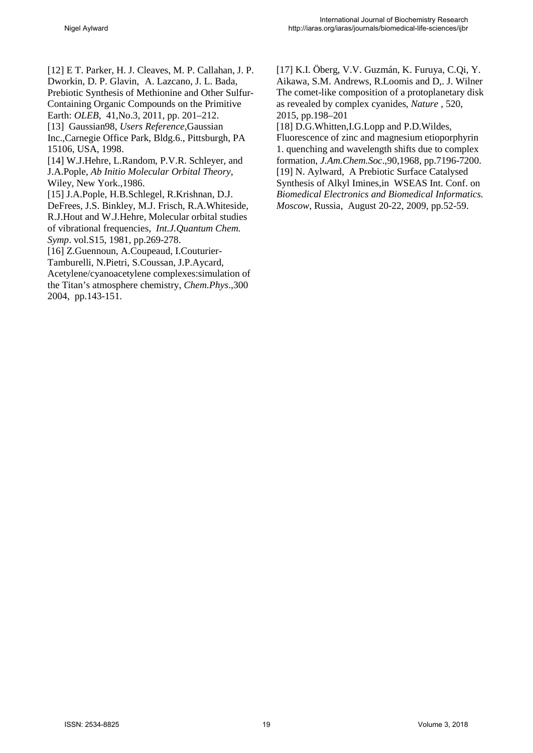[12] E T. Parker, H. J. Cleaves, M. P. Callahan, J. P. Dworkin, D. P. Glavin, A. Lazcano, J. L. Bada, Prebiotic Synthesis of Methionine and Other Sulfur-Containing Organic Compounds on the Primitive Earth: *OLEB*, 41,No.3, 2011, pp. 201–212.

[13] Gaussian98, *Users Reference*,Gaussian Inc.,Carnegie Office Park, Bldg.6., Pittsburgh, PA 15106, USA, 1998.

[14] W.J.Hehre, L.Random, P.V.R. Schleyer, and J.A.Pople, *Ab Initio Molecular Orbital Theory*, Wiley, New York.,1986.

[15] J.A.Pople, H.B.Schlegel, R.Krishnan, D.J. DeFrees, J.S. Binkley, M.J. Frisch, R.A.Whiteside, R.J.Hout and W.J.Hehre, Molecular orbital studies of vibrational frequencies, *Int.J.Quantum Chem. Symp*. vol.S15, 1981, pp.269-278.

[16] Z.Guennoun, A.Coupeaud, I.Couturier-Tamburelli, N.Pietri, S.Coussan, J.P.Aycard, Acetylene/cyanoacetylene complexes:simulation of the Titan's atmosphere chemistry, *Chem.Phys*.,300 2004, pp.143-151.

[17] K.I. Öberg, V.V. Guzmán, K. Furuya, C.Qi, Y. Aikawa, S.M. Andrews, R.Loomis and D,. J. Wilner The comet-like composition of a protoplanetary disk as revealed by complex cyanides, *Nature* , 520, 2015, pp.198–201

[18] D.G.Whitten,I.G.Lopp and P.D.Wildes, Fluorescence of zinc and magnesium etioporphyrin 1. quenching and wavelength shifts due to complex formation, *J.Am.Chem.Soc*.,90,1968, pp.7196-7200.

[19] N. Aylward, A Prebiotic Surface Catalysed Synthesis of Alkyl Imines,in WSEAS Int. Conf. on *Biomedical Electronics and Biomedical Informatics. Moscow*, Russia, August 20-22, 2009, pp.52-59.